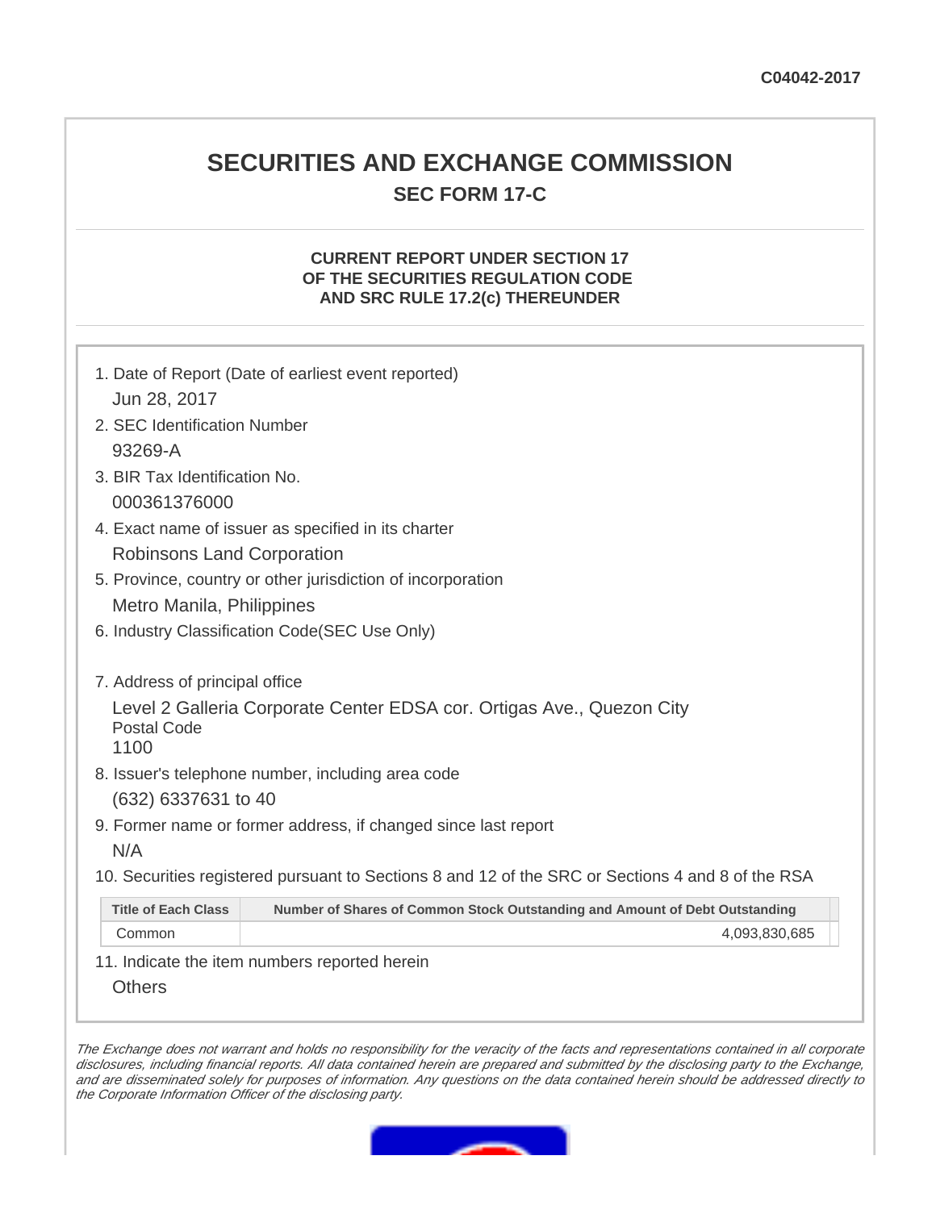C04042-2017

# SECURITIES AND EXCHANGE COMMISSION

## SEC FORM 17-C

### CURRENT REPORT UNDER SECTION 17 OF THE SECURITIES REGULATION CODE AND SRC RULE 17.2(c) THEREUNDER

1. Date of Report (Date of earliest event reported)
   Jun 28, 2017
2. SEC Identification Number
   93269-A
3. BIR Tax Identification No.
   000361376000
4. Exact name of issuer as specified in its charter
   Robinsons Land Corporation
5. Province, country or other jurisdiction of incorporation
   Metro Manila, Philippines
6. Industry Classification Code(SEC Use Only)

7. Address of principal office
   Level 2 Galleria Corporate Center EDSA cor. Ortigas Ave., Quezon City
   Postal Code
   1100
8. Issuer's telephone number, including area code
   (632) 6337631 to 40
9. Former name or former address, if changed since last report
   N/A
10. Securities registered pursuant to Sections 8 and 12 of the SRC or Sections 4 and 8 of the RSA

| Title of Each Class | Number of Shares of Common Stock Outstanding and Amount of Debt Outstanding |
|---|---|
| Common | 4,093,830,685 |

11. Indicate the item numbers reported herein
    Others

*The Exchange does not warrant and holds no responsibility for the veracity of the facts and representations contained in all corporate disclosures, including financial reports. All data contained herein are prepared and submitted by the disclosing party to the Exchange, and are disseminated solely for purposes of information. Any questions on the data contained herein should be addressed directly to the Corporate Information Officer of the disclosing party.*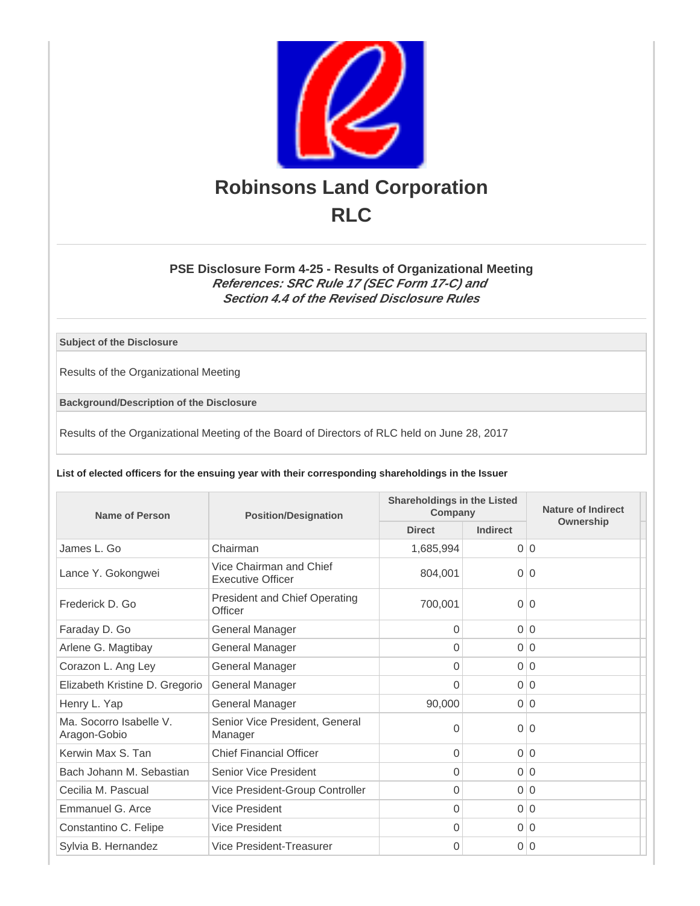# Robinsons Land Corporation
# RLC

### PSE Disclosure Form 4-25 - Results of Organizational Meeting
***References: SRC Rule 17 (SEC Form 17-C) and Section 4.4 of the Revised Disclosure Rules***

**Subject of the Disclosure**

Results of the Organizational Meeting

**Background/Description of the Disclosure**

Results of the Organizational Meeting of the Board of Directors of RLC held on June 28, 2017

**List of elected officers for the ensuing year with their corresponding shareholdings in the Issuer**

| Name of Person | Position/Designation | Shareholdings in the Listed Company | | Nature of Indirect Ownership |
|---|---|---|---|---|
| | | Direct | Indirect | |
| James L. Go | Chairman | 1,685,994 | 0 | 0 |
| Lance Y. Gokongwei | Vice Chairman and Chief Executive Officer | 804,001 | 0 | 0 |
| Frederick D. Go | President and Chief Operating Officer | 700,001 | 0 | 0 |
| Faraday D. Go | General Manager | 0 | 0 | 0 |
| Arlene G. Magtibay | General Manager | 0 | 0 | 0 |
| Corazon L. Ang Ley | General Manager | 0 | 0 | 0 |
| Elizabeth Kristine D. Gregorio | General Manager | 0 | 0 | 0 |
| Henry L. Yap | General Manager | 90,000 | 0 | 0 |
| Ma. Socorro Isabelle V. Aragon-Gobio | Senior Vice President, General Manager | 0 | 0 | 0 |
| Kerwin Max S. Tan | Chief Financial Officer | 0 | 0 | 0 |
| Bach Johann M. Sebastian | Senior Vice President | 0 | 0 | 0 |
| Cecilia M. Pascual | Vice President-Group Controller | 0 | 0 | 0 |
| Emmanuel G. Arce | Vice President | 0 | 0 | 0 |
| Constantino C. Felipe | Vice President | 0 | 0 | 0 |
| Sylvia B. Hernandez | Vice President-Treasurer | 0 | 0 | 0 |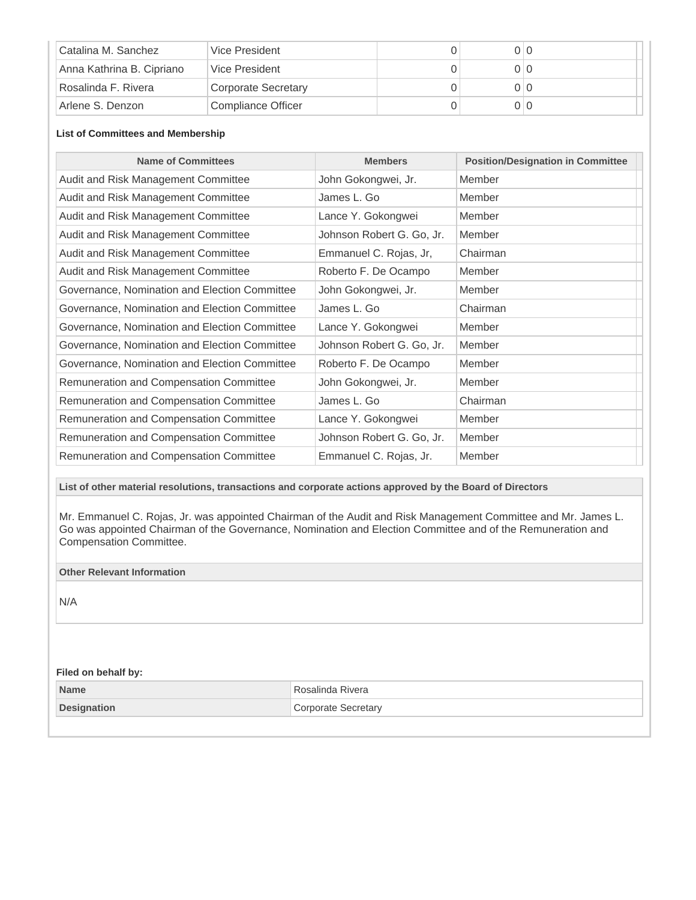| | | | | |
|---|---|---|---|---|
| Catalina M. Sanchez | Vice President | 0 | 0 | 0 |
| Anna Kathrina B. Cipriano | Vice President | 0 | 0 | 0 |
| Rosalinda F. Rivera | Corporate Secretary | 0 | 0 | 0 |
| Arlene S. Denzon | Compliance Officer | 0 | 0 | 0 |

**List of Committees and Membership**

| Name of Committees | Members | Position/Designation in Committee |
|---|---|---|
| Audit and Risk Management Committee | John Gokongwei, Jr. | Member |
| Audit and Risk Management Committee | James L. Go | Member |
| Audit and Risk Management Committee | Lance Y. Gokongwei | Member |
| Audit and Risk Management Committee | Johnson Robert G. Go, Jr. | Member |
| Audit and Risk Management Committee | Emmanuel C. Rojas, Jr, | Chairman |
| Audit and Risk Management Committee | Roberto F. De Ocampo | Member |
| Governance, Nomination and Election Committee | John Gokongwei, Jr. | Member |
| Governance, Nomination and Election Committee | James L. Go | Chairman |
| Governance, Nomination and Election Committee | Lance Y. Gokongwei | Member |
| Governance, Nomination and Election Committee | Johnson Robert G. Go, Jr. | Member |
| Governance, Nomination and Election Committee | Roberto F. De Ocampo | Member |
| Remuneration and Compensation Committee | John Gokongwei, Jr. | Member |
| Remuneration and Compensation Committee | James L. Go | Chairman |
| Remuneration and Compensation Committee | Lance Y. Gokongwei | Member |
| Remuneration and Compensation Committee | Johnson Robert G. Go, Jr. | Member |
| Remuneration and Compensation Committee | Emmanuel C. Rojas, Jr. | Member |

**List of other material resolutions, transactions and corporate actions approved by the Board of Directors**

Mr. Emmanuel C. Rojas, Jr. was appointed Chairman of the Audit and Risk Management Committee and Mr. James L. Go was appointed Chairman of the Governance, Nomination and Election Committee and of the Remuneration and Compensation Committee.

**Other Relevant Information**

N/A

**Filed on behalf by:**

| | |
|---|---|
| **Name** | Rosalinda Rivera |
| **Designation** | Corporate Secretary |